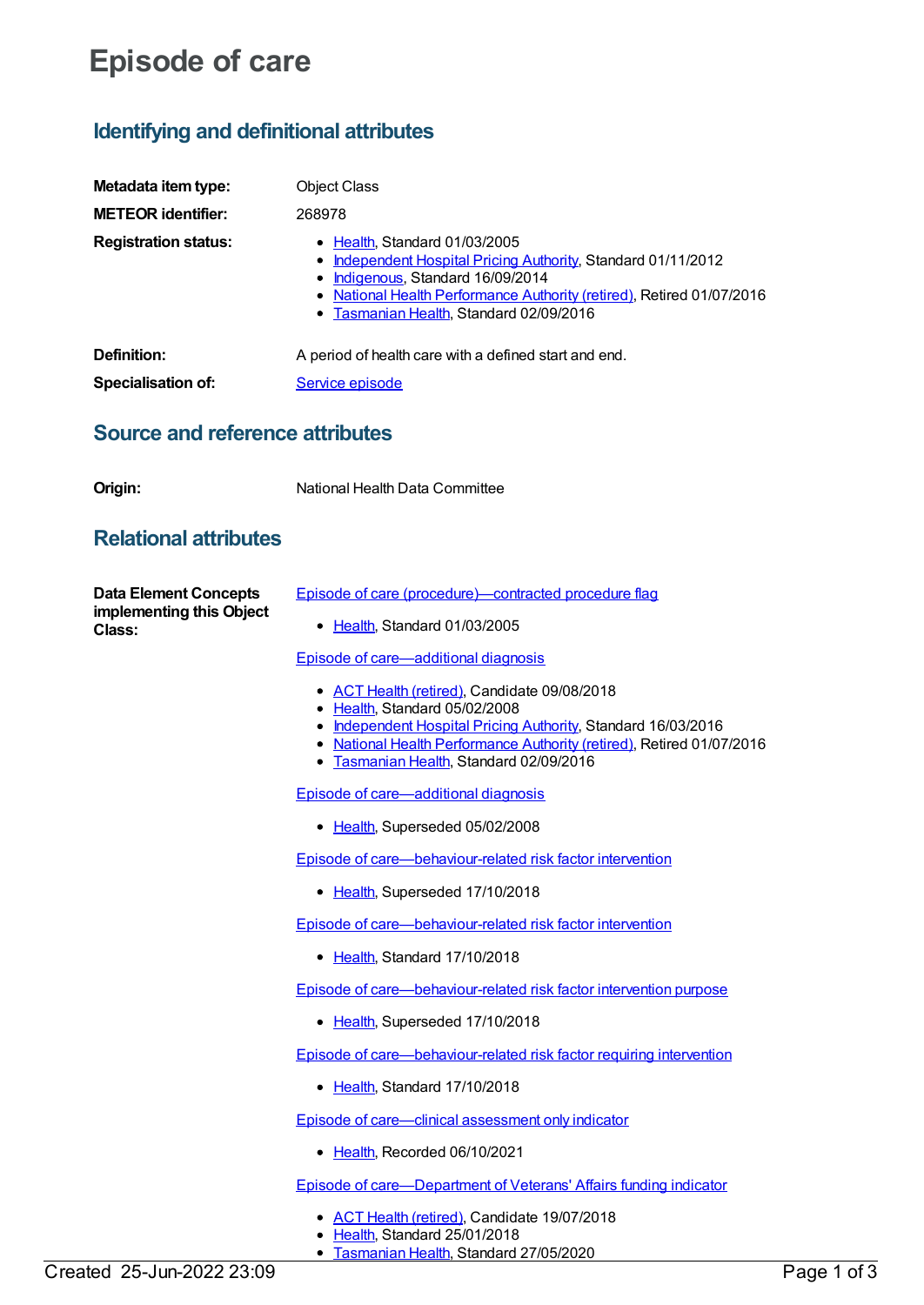# Episode of care

## Identifying and definitional attributes

**Metadata item type:** Object Class

**METEOR identifier:** 268978

**Registration status:**

- Health, Standard 01/03/2005
- Independent Hospital Pricing Authority, Standard 01/11/2012
- Indigenous, Standard 16/09/2014
- National Health Performance Authority (retired), Retired 01/07/2016
- Tasmanian Health, Standard 02/09/2016

**Definition:** A period of health care with a defined start and end.

**Specialisation of:** Service episode

## Source and reference attributes

**Origin:** National Health Data Committee

## Relational attributes

**Data Element Concepts implementing this Object Class:**

Episode of care (procedure)—contracted procedure flag

- Health, Standard 01/03/2005

Episode of care—additional diagnosis

- ACT Health (retired), Candidate 09/08/2018
- Health, Standard 05/02/2008
- Independent Hospital Pricing Authority, Standard 16/03/2016
- National Health Performance Authority (retired), Retired 01/07/2016
- Tasmanian Health, Standard 02/09/2016

Episode of care—additional diagnosis

- Health, Superseded 05/02/2008

Episode of care—behaviour-related risk factor intervention

- Health, Superseded 17/10/2018

Episode of care—behaviour-related risk factor intervention

- Health, Standard 17/10/2018

Episode of care—behaviour-related risk factor intervention purpose

- Health, Superseded 17/10/2018

Episode of care—behaviour-related risk factor requiring intervention

- Health, Standard 17/10/2018

Episode of care—clinical assessment only indicator

- Health, Recorded 06/10/2021

Episode of care—Department of Veterans' Affairs funding indicator

- ACT Health (retired), Candidate 19/07/2018
- Health, Standard 25/01/2018
- Tasmanian Health, Standard 27/05/2020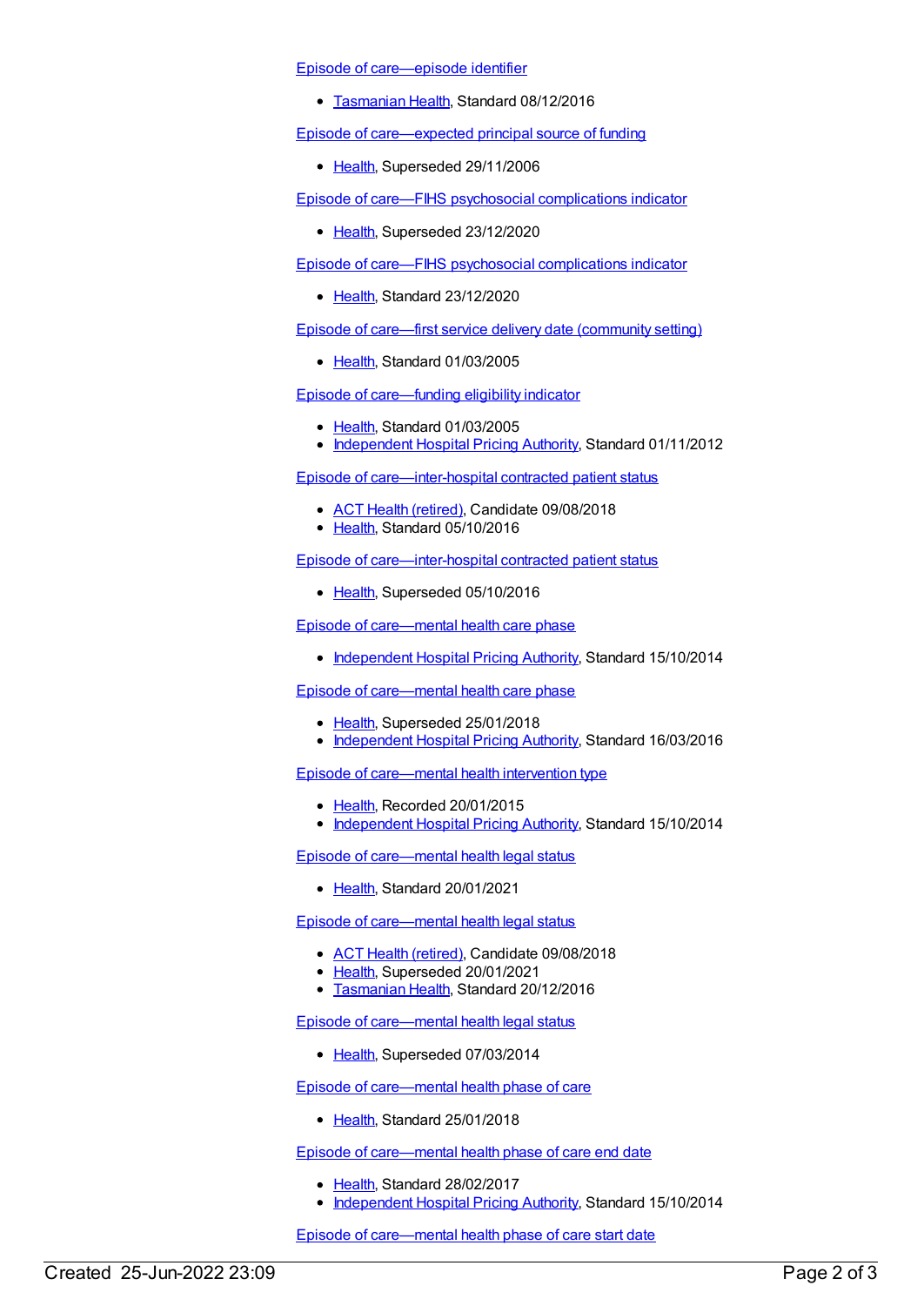Episode of care—episode identifier

- Tasmanian Health, Standard 08/12/2016

Episode of care—expected principal source of funding

- Health, Superseded 29/11/2006

Episode of care—FIHS psychosocial complications indicator

- Health, Superseded 23/12/2020

Episode of care—FIHS psychosocial complications indicator

- Health, Standard 23/12/2020

Episode of care—first service delivery date (community setting)

- Health, Standard 01/03/2005

Episode of care—funding eligibility indicator

- Health, Standard 01/03/2005
- Independent Hospital Pricing Authority, Standard 01/11/2012

Episode of care—inter-hospital contracted patient status

- ACT Health (retired), Candidate 09/08/2018
- Health, Standard 05/10/2016

Episode of care—inter-hospital contracted patient status

- Health, Superseded 05/10/2016

Episode of care—mental health care phase

- Independent Hospital Pricing Authority, Standard 15/10/2014

Episode of care—mental health care phase

- Health, Superseded 25/01/2018
- Independent Hospital Pricing Authority, Standard 16/03/2016

Episode of care—mental health intervention type

- Health, Recorded 20/01/2015
- Independent Hospital Pricing Authority, Standard 15/10/2014

Episode of care—mental health legal status

- Health, Standard 20/01/2021

Episode of care—mental health legal status

- ACT Health (retired), Candidate 09/08/2018
- Health, Superseded 20/01/2021
- Tasmanian Health, Standard 20/12/2016

Episode of care—mental health legal status

- Health, Superseded 07/03/2014

Episode of care—mental health phase of care

- Health, Standard 25/01/2018

Episode of care—mental health phase of care end date

- Health, Standard 28/02/2017
- Independent Hospital Pricing Authority, Standard 15/10/2014

Episode of care—mental health phase of care start date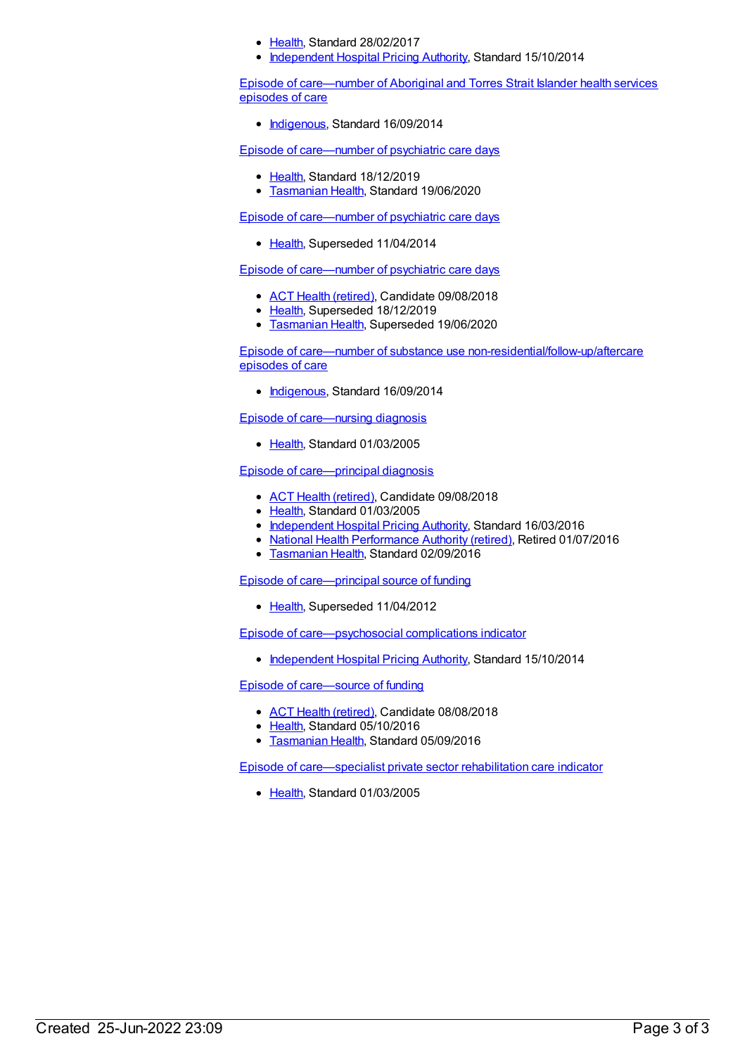- Health, Standard 28/02/2017
- Independent Hospital Pricing Authority, Standard 15/10/2014

Episode of care—number of Aboriginal and Torres Strait Islander health services episodes of care

- Indigenous, Standard 16/09/2014

Episode of care—number of psychiatric care days

- Health, Standard 18/12/2019
- Tasmanian Health, Standard 19/06/2020

Episode of care—number of psychiatric care days

- Health, Superseded 11/04/2014

Episode of care—number of psychiatric care days

- ACT Health (retired), Candidate 09/08/2018
- Health, Superseded 18/12/2019
- Tasmanian Health, Superseded 19/06/2020

Episode of care—number of substance use non-residential/follow-up/aftercare episodes of care

- Indigenous, Standard 16/09/2014

Episode of care—nursing diagnosis

- Health, Standard 01/03/2005

Episode of care—principal diagnosis

- ACT Health (retired), Candidate 09/08/2018
- Health, Standard 01/03/2005
- Independent Hospital Pricing Authority, Standard 16/03/2016
- National Health Performance Authority (retired), Retired 01/07/2016
- Tasmanian Health, Standard 02/09/2016

Episode of care—principal source of funding

- Health, Superseded 11/04/2012

Episode of care—psychosocial complications indicator

- Independent Hospital Pricing Authority, Standard 15/10/2014

Episode of care—source of funding

- ACT Health (retired), Candidate 08/08/2018
- Health, Standard 05/10/2016
- Tasmanian Health, Standard 05/09/2016

Episode of care—specialist private sector rehabilitation care indicator

- Health, Standard 01/03/2005